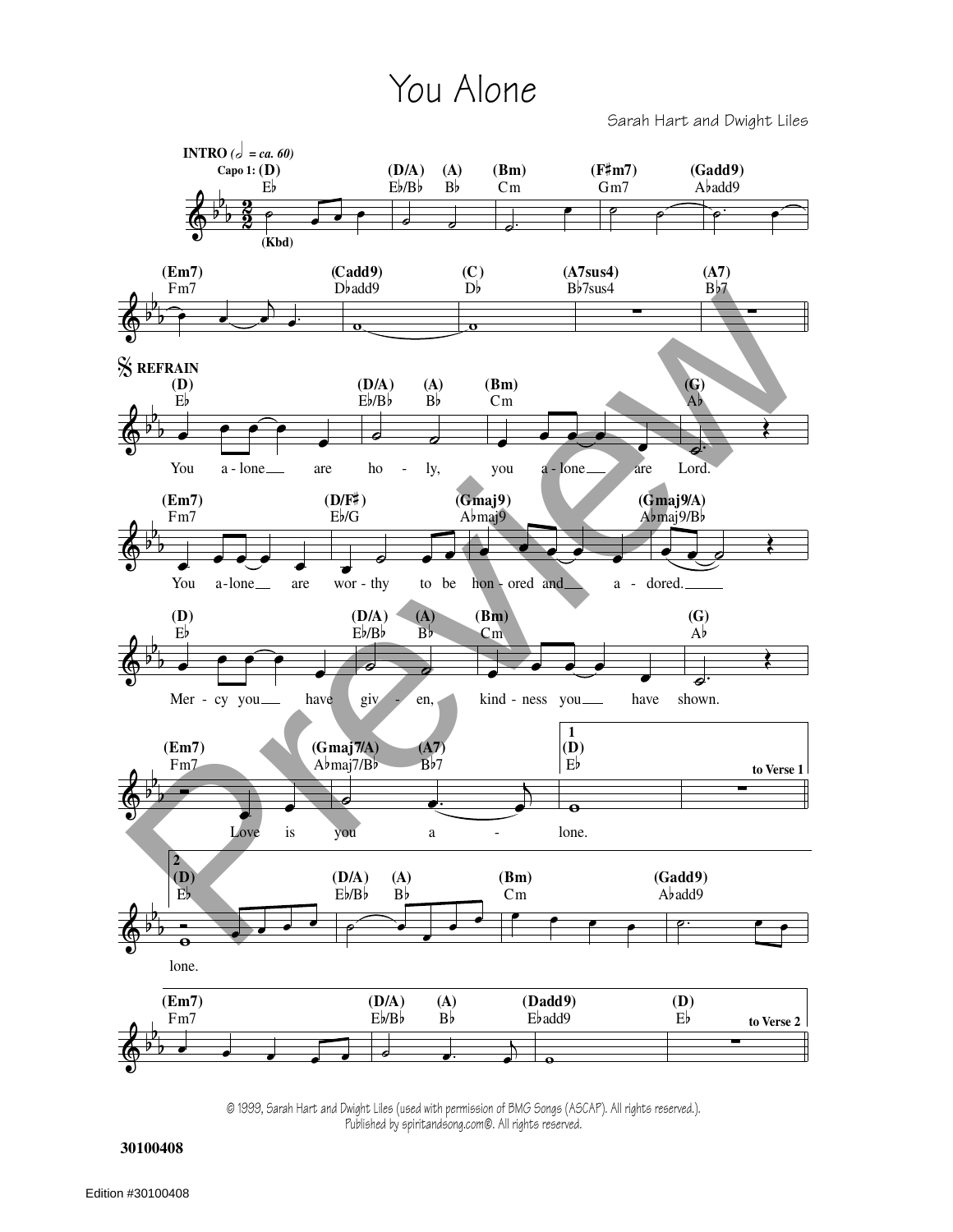# You Alone

Sarah Hart and Dwight Liles

**INTRO** (half note = ca. 60)

Capo 1: (D) E♭ (D/A) E♭/B♭ (A) B♭ (Bm) Cm (F♯m7) Gm7 (Gadd9) A♭add9

(Kbd)

(Em7) Fm7 (Cadd9) D♭add9 (C) D♭ (A7sus4) B♭7sus4 (A7) B♭7

**REFRAIN**

(D) E♭ (D/A) E♭/B♭ (A) B♭ (Bm) Cm (G) A♭

You a - lone are ho - ly, you a - lone are Lord.

(Em7) Fm7 (D/F♯) E♭/G (Gmaj9) A♭maj9 (Gmaj9/A) A♭maj9/B♭

You a - lone are wor - thy to be hon - ored and a - dored.

(D) E♭ (D/A) E♭/B♭ (A) B♭ (Bm) Cm (G) A♭

Mer - cy you have giv - en, kind - ness you have shown.

(Em7) Fm7 (Gmaj7/A) A♭maj7/B♭ (A7) B♭7 | 1 (D) E♭

Love is you a - lone.

to Verse 1

2 (D) E♭ (D/A) E♭/B♭ (A) B♭ (Bm) Cm (Gadd9) A♭add9

lone.

(Em7) Fm7 (D/A) E♭/B♭ (A) B♭ (Dadd9) E♭add9 (D) E♭

to Verse 2

© 1999, Sarah Hart and Dwight Liles (used with permission of BMG Songs (ASCAP). All rights reserved.).
Published by spiritandsong.com®. All rights reserved.

30100408

Edition #30100408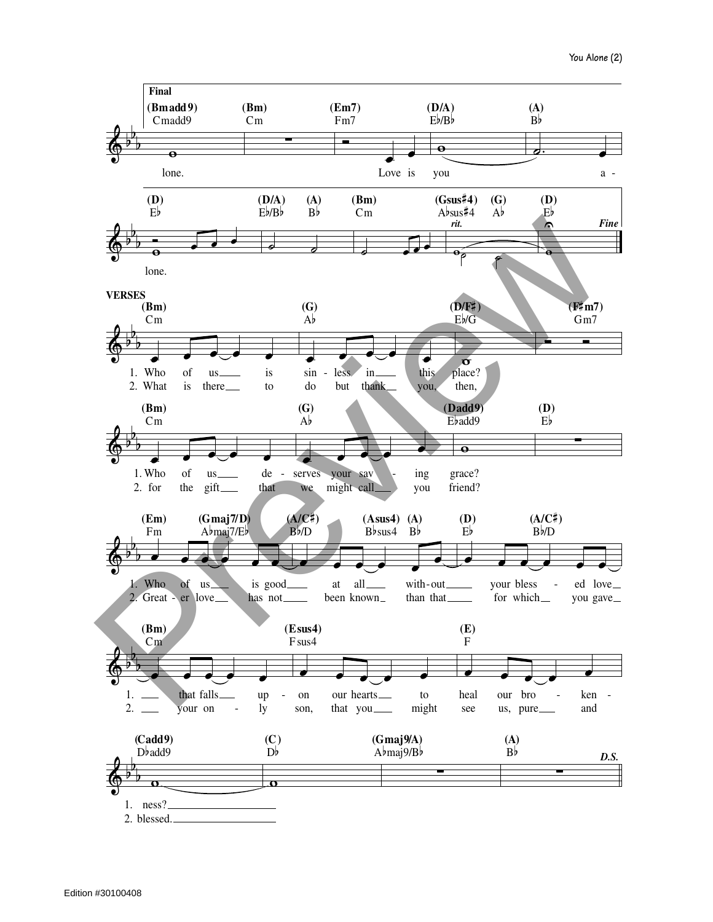**Final**

(Bmadd9) Cmadd9 — (Bm) Cm — (Em7) Fm7 — (D/A) E♭/B♭ — (A) B♭

lone. Love is you a -

(D) E♭ — (D/A) E♭/B♭ — (A) B♭ — (Bm) Cm — (Gsus♯4) A♭sus♯4 — (G) A♭ — (D) E♭

*rit.* *Fine*

lone.

**VERSES**

(Bm) Cm — (G) A♭ — (D/F♯) E♭/G — (F♯m7) Gm7

1. Who of us is sin - less in this place?
2. What is there to do but thank you, then,

(Bm) Cm — (G) A♭ — (Dadd9) E♭add9 — (D) E♭

1. Who of us de - serves your sav - ing grace?
2. for the gift that we might call you friend?

(Em) Fm — (Gmaj7/D) A♭maj7/E♭ — (A/C♯) B♭/D — (Asus4) B♭sus4 — (A) B♭ — (D) E♭ — (A/C♯) B♭/D

1. Who of us is good at all with-out your bless - ed love
2. Great - er love has not been known than that for which you gave

(Bm) Cm — (Esus4) Fsus4 — (E) F

1. that falls up - on our hearts to heal our bro - ken -
2. your on - ly son, that you might see us, pure and

(Cadd9) D♭add9 — (C) D♭ — (Gmaj9/A) A♭maj9/B♭ — (A) B♭

*D.S.*

1. ness?
2. blessed.

Edition #30100408